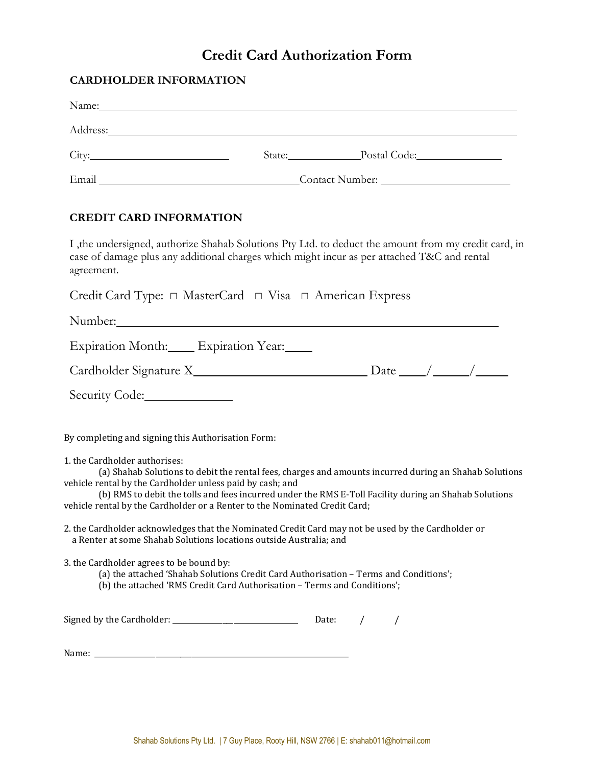# Credit Card Authorization Form

## CARDHOLDER INFORMATION

Name: ______________________________________________

Address: ______________________________________________

City: ____________________ State: ____________ Postal Code: ______________

Email ______________________________ Contact Number: ____________________

## CREDIT CARD INFORMATION

I ,the undersigned, authorize Shahab Solutions Pty Ltd. to deduct the amount from my credit card, in case of damage plus any additional charges which might incur as per attached T&C and rental agreement.

Credit Card Type: □ MasterCard □ Visa □ American Express

Number: ______________________________________________

Expiration Month: ____ Expiration Year: ____

Cardholder Signature X ______________________ Date ____/_____/_____

Security Code: ____________

By completing and signing this Authorisation Form:

1. the Cardholder authorises:
   (a) Shahab Solutions to debit the rental fees, charges and amounts incurred during an Shahab Solutions vehicle rental by the Cardholder unless paid by cash; and
   (b) RMS to debit the tolls and fees incurred under the RMS E-Toll Facility during an Shahab Solutions vehicle rental by the Cardholder or a Renter to the Nominated Credit Card;

2. the Cardholder acknowledges that the Nominated Credit Card may not be used by the Cardholder or a Renter at some Shahab Solutions locations outside Australia; and

3. the Cardholder agrees to be bound by:
   (a) the attached 'Shahab Solutions Credit Card Authorisation – Terms and Conditions';
   (b) the attached 'RMS Credit Card Authorisation – Terms and Conditions';

Signed by the Cardholder: ______________________ Date: / /

Name: ______________________________________________

Shahab Solutions Pty Ltd. | 7 Guy Place, Rooty Hill, NSW 2766 | E: shahab011@hotmail.com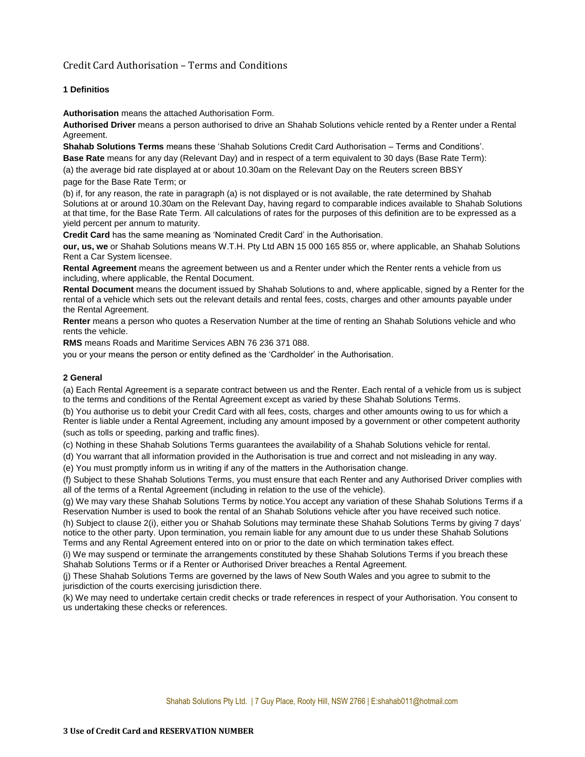## Credit Card Authorisation – Terms and Conditions

### 1 Definitios

**Authorisation** means the attached Authorisation Form.

**Authorised Driver** means a person authorised to drive an Shahab Solutions vehicle rented by a Renter under a Rental Agreement.

**Shahab Solutions Terms** means these 'Shahab Solutions Credit Card Authorisation – Terms and Conditions'.

**Base Rate** means for any day (Relevant Day) and in respect of a term equivalent to 30 days (Base Rate Term):

(a) the average bid rate displayed at or about 10.30am on the Relevant Day on the Reuters screen BBSY page for the Base Rate Term; or

(b) if, for any reason, the rate in paragraph (a) is not displayed or is not available, the rate determined by Shahab Solutions at or around 10.30am on the Relevant Day, having regard to comparable indices available to Shahab Solutions at that time, for the Base Rate Term. All calculations of rates for the purposes of this definition are to be expressed as a yield percent per annum to maturity.

**Credit Card** has the same meaning as 'Nominated Credit Card' in the Authorisation.

**our, us, we** or Shahab Solutions means W.T.H. Pty Ltd ABN 15 000 165 855 or, where applicable, an Shahab Solutions Rent a Car System licensee.

**Rental Agreement** means the agreement between us and a Renter under which the Renter rents a vehicle from us including, where applicable, the Rental Document.

**Rental Document** means the document issued by Shahab Solutions to and, where applicable, signed by a Renter for the rental of a vehicle which sets out the relevant details and rental fees, costs, charges and other amounts payable under the Rental Agreement.

**Renter** means a person who quotes a Reservation Number at the time of renting an Shahab Solutions vehicle and who rents the vehicle.

**RMS** means Roads and Maritime Services ABN 76 236 371 088.

you or your means the person or entity defined as the 'Cardholder' in the Authorisation.

### 2 General

(a) Each Rental Agreement is a separate contract between us and the Renter. Each rental of a vehicle from us is subject to the terms and conditions of the Rental Agreement except as varied by these Shahab Solutions Terms.

(b) You authorise us to debit your Credit Card with all fees, costs, charges and other amounts owing to us for which a Renter is liable under a Rental Agreement, including any amount imposed by a government or other competent authority (such as tolls or speeding, parking and traffic fines).

(c) Nothing in these Shahab Solutions Terms guarantees the availability of a Shahab Solutions vehicle for rental.

(d) You warrant that all information provided in the Authorisation is true and correct and not misleading in any way.

(e) You must promptly inform us in writing if any of the matters in the Authorisation change.

(f) Subject to these Shahab Solutions Terms, you must ensure that each Renter and any Authorised Driver complies with all of the terms of a Rental Agreement (including in relation to the use of the vehicle).

(g) We may vary these Shahab Solutions Terms by notice.You accept any variation of these Shahab Solutions Terms if a Reservation Number is used to book the rental of an Shahab Solutions vehicle after you have received such notice.

(h) Subject to clause 2(i), either you or Shahab Solutions may terminate these Shahab Solutions Terms by giving 7 days' notice to the other party. Upon termination, you remain liable for any amount due to us under these Shahab Solutions Terms and any Rental Agreement entered into on or prior to the date on which termination takes effect.

(i) We may suspend or terminate the arrangements constituted by these Shahab Solutions Terms if you breach these Shahab Solutions Terms or if a Renter or Authorised Driver breaches a Rental Agreement.

(j) These Shahab Solutions Terms are governed by the laws of New South Wales and you agree to submit to the jurisdiction of the courts exercising jurisdiction there.

(k) We may need to undertake certain credit checks or trade references in respect of your Authorisation. You consent to us undertaking these checks or references.

### 3 Use of Credit Card and RESERVATION NUMBER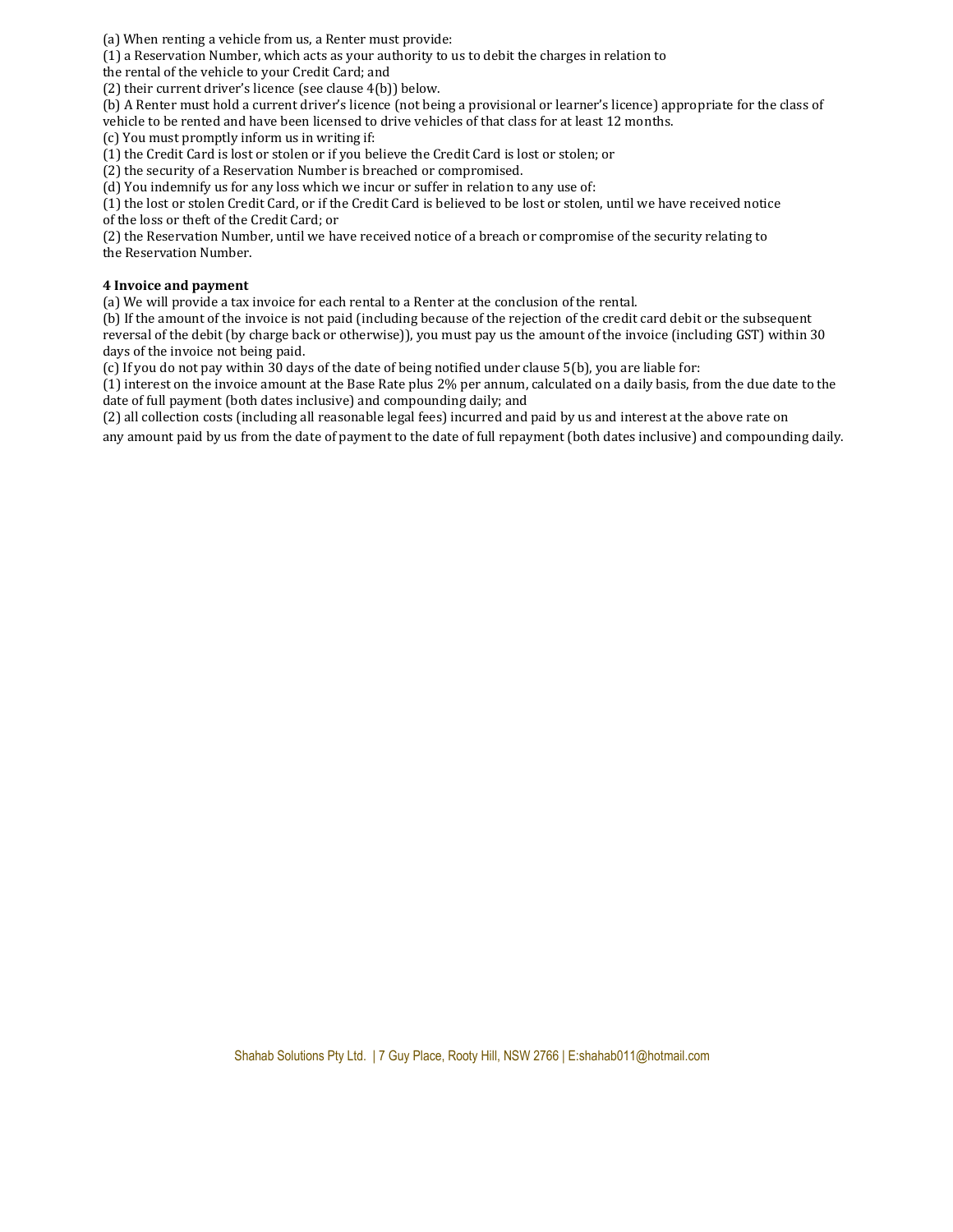(a) When renting a vehicle from us, a Renter must provide:

(1) a Reservation Number, which acts as your authority to us to debit the charges in relation to the rental of the vehicle to your Credit Card; and

(2) their current driver's licence (see clause 4(b)) below.

(b) A Renter must hold a current driver's licence (not being a provisional or learner's licence) appropriate for the class of vehicle to be rented and have been licensed to drive vehicles of that class for at least 12 months.

(c) You must promptly inform us in writing if:

(1) the Credit Card is lost or stolen or if you believe the Credit Card is lost or stolen; or

(2) the security of a Reservation Number is breached or compromised.

(d) You indemnify us for any loss which we incur or suffer in relation to any use of:

(1) the lost or stolen Credit Card, or if the Credit Card is believed to be lost or stolen, until we have received notice of the loss or theft of the Credit Card; or

(2) the Reservation Number, until we have received notice of a breach or compromise of the security relating to the Reservation Number.

**4 Invoice and payment**

(a) We will provide a tax invoice for each rental to a Renter at the conclusion of the rental.

(b) If the amount of the invoice is not paid (including because of the rejection of the credit card debit or the subsequent reversal of the debit (by charge back or otherwise)), you must pay us the amount of the invoice (including GST) within 30 days of the invoice not being paid.

(c) If you do not pay within 30 days of the date of being notified under clause 5(b), you are liable for:

(1) interest on the invoice amount at the Base Rate plus 2% per annum, calculated on a daily basis, from the due date to the date of full payment (both dates inclusive) and compounding daily; and

(2) all collection costs (including all reasonable legal fees) incurred and paid by us and interest at the above rate on any amount paid by us from the date of payment to the date of full repayment (both dates inclusive) and compounding daily.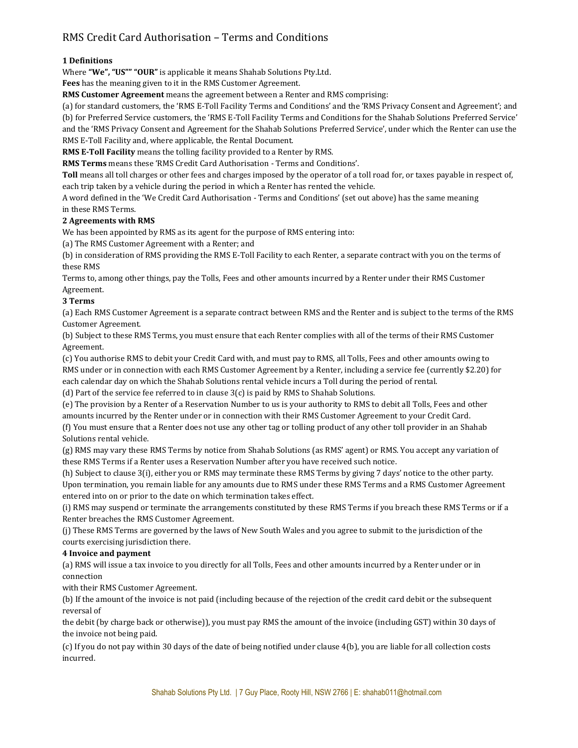# RMS Credit Card Authorisation – Terms and Conditions

**1 Definitions**

Where **"We", "US"" "OUR"** is applicable it means Shahab Solutions Pty.Ltd.

**Fees** has the meaning given to it in the RMS Customer Agreement.

**RMS Customer Agreement** means the agreement between a Renter and RMS comprising:

(a) for standard customers, the 'RMS E-Toll Facility Terms and Conditions' and the 'RMS Privacy Consent and Agreement'; and

(b) for Preferred Service customers, the 'RMS E-Toll Facility Terms and Conditions for the Shahab Solutions Preferred Service' and the 'RMS Privacy Consent and Agreement for the Shahab Solutions Preferred Service', under which the Renter can use the RMS E-Toll Facility and, where applicable, the Rental Document.

**RMS E-Toll Facility** means the tolling facility provided to a Renter by RMS.

**RMS Terms** means these 'RMS Credit Card Authorisation - Terms and Conditions'.

**Toll** means all toll charges or other fees and charges imposed by the operator of a toll road for, or taxes payable in respect of, each trip taken by a vehicle during the period in which a Renter has rented the vehicle.

A word defined in the 'We Credit Card Authorisation - Terms and Conditions' (set out above) has the same meaning in these RMS Terms.

**2 Agreements with RMS**

We has been appointed by RMS as its agent for the purpose of RMS entering into:

(a) The RMS Customer Agreement with a Renter; and

(b) in consideration of RMS providing the RMS E-Toll Facility to each Renter, a separate contract with you on the terms of these RMS Terms to, among other things, pay the Tolls, Fees and other amounts incurred by a Renter under their RMS Customer Agreement.

**3 Terms**

(a) Each RMS Customer Agreement is a separate contract between RMS and the Renter and is subject to the terms of the RMS Customer Agreement.

(b) Subject to these RMS Terms, you must ensure that each Renter complies with all of the terms of their RMS Customer Agreement.

(c) You authorise RMS to debit your Credit Card with, and must pay to RMS, all Tolls, Fees and other amounts owing to RMS under or in connection with each RMS Customer Agreement by a Renter, including a service fee (currently $2.20) for each calendar day on which the Shahab Solutions rental vehicle incurs a Toll during the period of rental.

(d) Part of the service fee referred to in clause 3(c) is paid by RMS to Shahab Solutions.

(e) The provision by a Renter of a Reservation Number to us is your authority to RMS to debit all Tolls, Fees and other amounts incurred by the Renter under or in connection with their RMS Customer Agreement to your Credit Card.

(f) You must ensure that a Renter does not use any other tag or tolling product of any other toll provider in an Shahab Solutions rental vehicle.

(g) RMS may vary these RMS Terms by notice from Shahab Solutions (as RMS' agent) or RMS. You accept any variation of these RMS Terms if a Renter uses a Reservation Number after you have received such notice.

(h) Subject to clause 3(i), either you or RMS may terminate these RMS Terms by giving 7 days' notice to the other party. Upon termination, you remain liable for any amounts due to RMS under these RMS Terms and a RMS Customer Agreement entered into on or prior to the date on which termination takes effect.

(i) RMS may suspend or terminate the arrangements constituted by these RMS Terms if you breach these RMS Terms or if a Renter breaches the RMS Customer Agreement.

(j) These RMS Terms are governed by the laws of New South Wales and you agree to submit to the jurisdiction of the courts exercising jurisdiction there.

**4 Invoice and payment**

(a) RMS will issue a tax invoice to you directly for all Tolls, Fees and other amounts incurred by a Renter under or in connection with their RMS Customer Agreement.

(b) If the amount of the invoice is not paid (including because of the rejection of the credit card debit or the subsequent reversal of the debit (by charge back or otherwise)), you must pay RMS the amount of the invoice (including GST) within 30 days of the invoice not being paid.

(c) If you do not pay within 30 days of the date of being notified under clause 4(b), you are liable for all collection costs incurred.